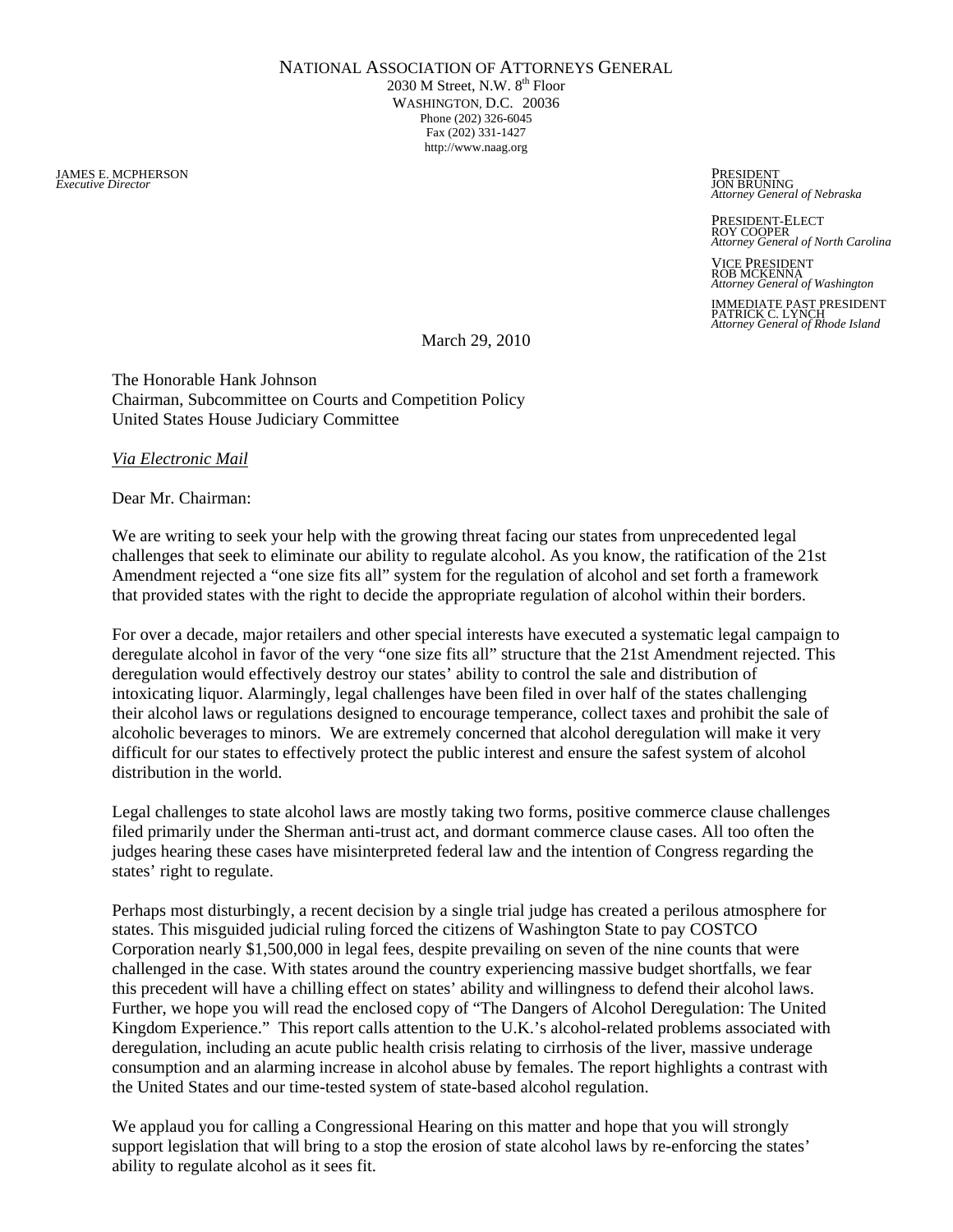NATIONAL ASSOCIATION OF ATTORNEYS GENERAL
2030 M Street, N.W. 8th Floor
WASHINGTON, D.C. 20036
Phone (202) 326-6045
Fax (202) 331-1427
http://www.naag.org

JAMES E. MCPHERSON
*Executive Director*

PRESIDENT
JON BRUNING
*Attorney General of Nebraska*

PRESIDENT-ELECT
ROY COOPER
*Attorney General of North Carolina*

VICE PRESIDENT
ROB MCKENNA
*Attorney General of Washington*

IMMEDIATE PAST PRESIDENT
PATRICK C. LYNCH
*Attorney General of Rhode Island*

March 29, 2010

The Honorable Hank Johnson
Chairman, Subcommittee on Courts and Competition Policy
United States House Judiciary Committee

*Via Electronic Mail*

Dear Mr. Chairman:

We are writing to seek your help with the growing threat facing our states from unprecedented legal challenges that seek to eliminate our ability to regulate alcohol. As you know, the ratification of the 21st Amendment rejected a "one size fits all" system for the regulation of alcohol and set forth a framework that provided states with the right to decide the appropriate regulation of alcohol within their borders.

For over a decade, major retailers and other special interests have executed a systematic legal campaign to deregulate alcohol in favor of the very "one size fits all" structure that the 21st Amendment rejected. This deregulation would effectively destroy our states' ability to control the sale and distribution of intoxicating liquor. Alarmingly, legal challenges have been filed in over half of the states challenging their alcohol laws or regulations designed to encourage temperance, collect taxes and prohibit the sale of alcoholic beverages to minors. We are extremely concerned that alcohol deregulation will make it very difficult for our states to effectively protect the public interest and ensure the safest system of alcohol distribution in the world.

Legal challenges to state alcohol laws are mostly taking two forms, positive commerce clause challenges filed primarily under the Sherman anti-trust act, and dormant commerce clause cases. All too often the judges hearing these cases have misinterpreted federal law and the intention of Congress regarding the states' right to regulate.

Perhaps most disturbingly, a recent decision by a single trial judge has created a perilous atmosphere for states. This misguided judicial ruling forced the citizens of Washington State to pay COSTCO Corporation nearly $1,500,000 in legal fees, despite prevailing on seven of the nine counts that were challenged in the case. With states around the country experiencing massive budget shortfalls, we fear this precedent will have a chilling effect on states' ability and willingness to defend their alcohol laws. Further, we hope you will read the enclosed copy of "The Dangers of Alcohol Deregulation: The United Kingdom Experience." This report calls attention to the U.K.'s alcohol-related problems associated with deregulation, including an acute public health crisis relating to cirrhosis of the liver, massive underage consumption and an alarming increase in alcohol abuse by females. The report highlights a contrast with the United States and our time-tested system of state-based alcohol regulation.

We applaud you for calling a Congressional Hearing on this matter and hope that you will strongly support legislation that will bring to a stop the erosion of state alcohol laws by re-enforcing the states' ability to regulate alcohol as it sees fit.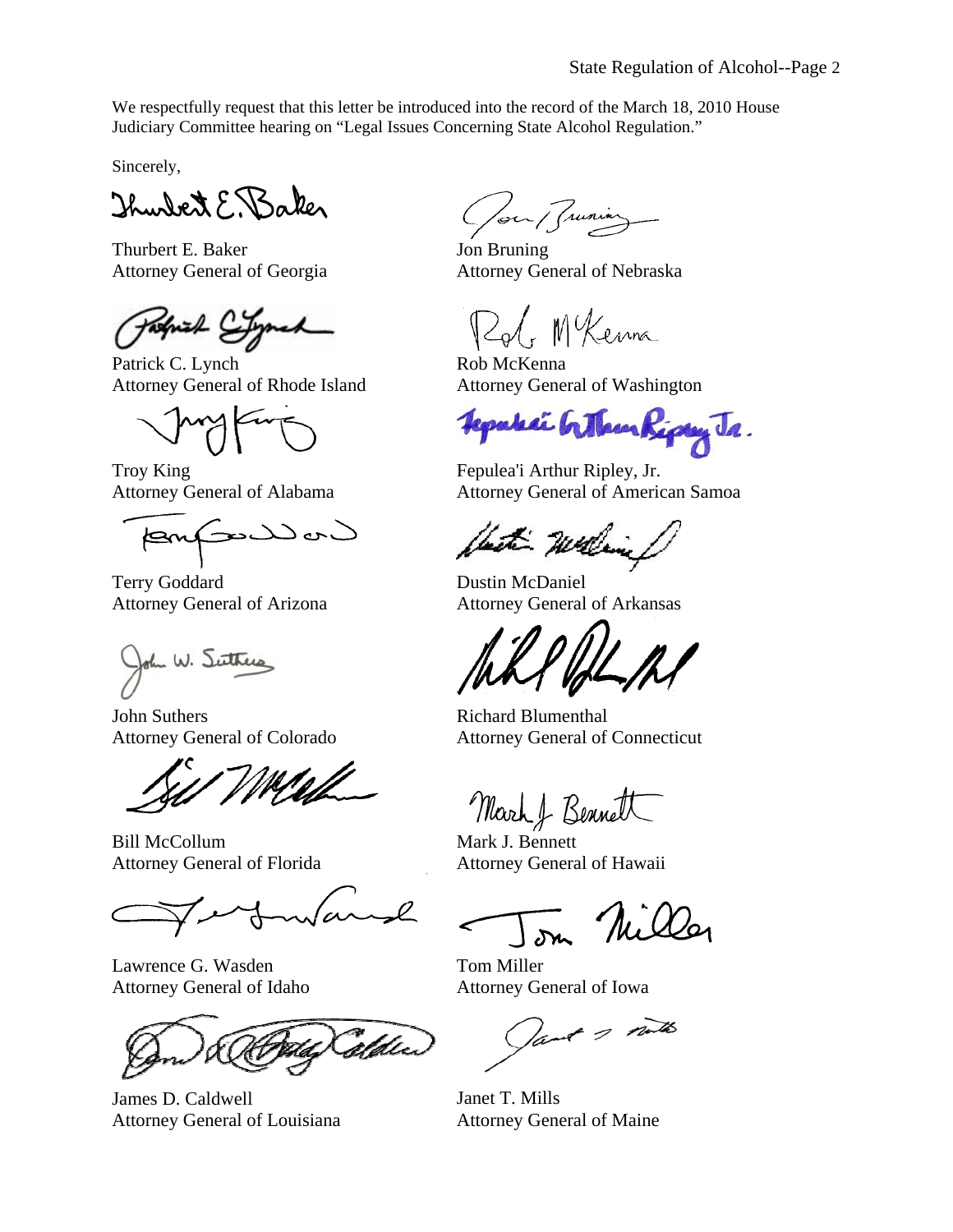We respectfully request that this letter be introduced into the record of the March 18, 2010 House Judiciary Committee hearing on "Legal Issues Concerning State Alcohol Regulation."

Sincerely,

Thurbert E. Baker
Attorney General of Georgia

Jon Bruning
Attorney General of Nebraska

Patrick C. Lynch
Attorney General of Rhode Island

Rob McKenna
Attorney General of Washington

Troy King
Attorney General of Alabama

Fepulea'i Arthur Ripley, Jr.
Attorney General of American Samoa

Terry Goddard
Attorney General of Arizona

Dustin McDaniel
Attorney General of Arkansas

John Suthers
Attorney General of Colorado

Richard Blumenthal
Attorney General of Connecticut

Bill McCollum
Attorney General of Florida

Mark J. Bennett
Attorney General of Hawaii

Lawrence G. Wasden
Attorney General of Idaho

Tom Miller
Attorney General of Iowa

James D. Caldwell
Attorney General of Louisiana

Janet T. Mills
Attorney General of Maine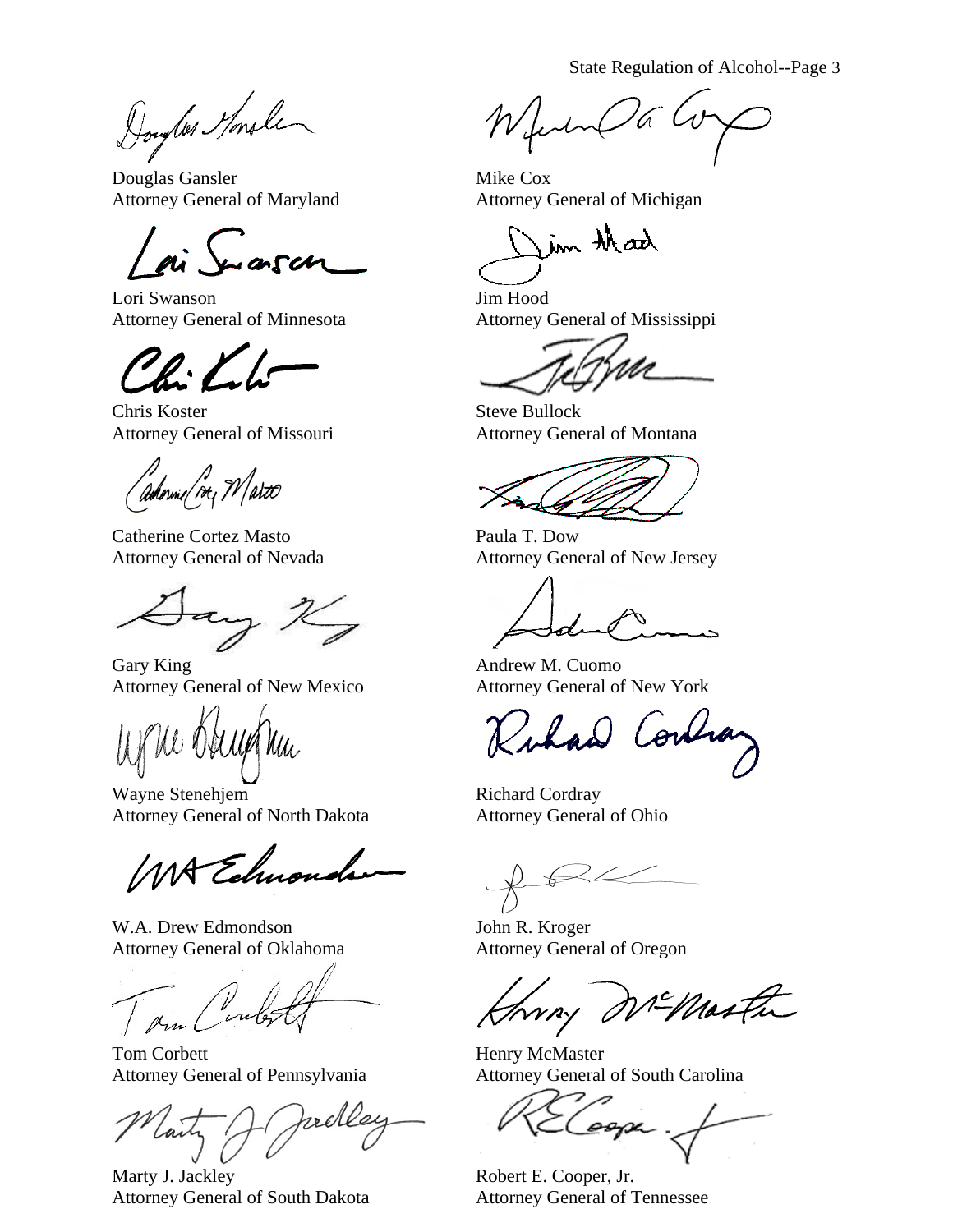Douglas Gansler
Attorney General of Maryland

Mike Cox
Attorney General of Michigan

Lori Swanson
Attorney General of Minnesota

Jim Hood
Attorney General of Mississippi

Chris Koster
Attorney General of Missouri

Steve Bullock
Attorney General of Montana

Catherine Cortez Masto
Attorney General of Nevada

Paula T. Dow
Attorney General of New Jersey

Gary King
Attorney General of New Mexico

Andrew M. Cuomo
Attorney General of New York

Wayne Stenehjem
Attorney General of North Dakota

Richard Cordray
Attorney General of Ohio

W.A. Drew Edmondson
Attorney General of Oklahoma

John R. Kroger
Attorney General of Oregon

Tom Corbett
Attorney General of Pennsylvania

Henry McMaster
Attorney General of South Carolina

Marty J. Jackley
Attorney General of South Dakota

Robert E. Cooper, Jr.
Attorney General of Tennessee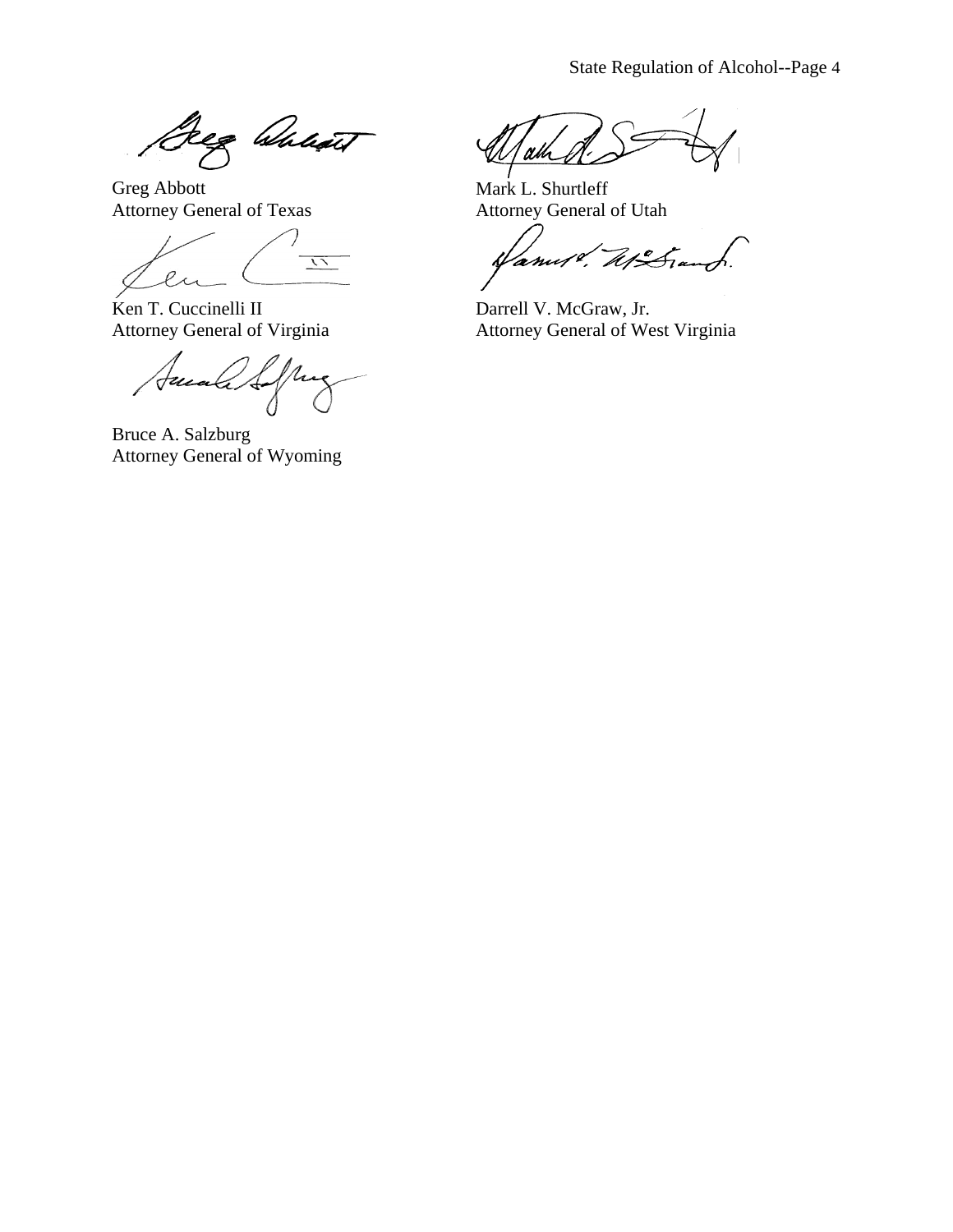Greg Abbott
Attorney General of Texas

Mark L. Shurtleff
Attorney General of Utah

Ken T. Cuccinelli II
Attorney General of Virginia

Darrell V. McGraw, Jr.
Attorney General of West Virginia

Bruce A. Salzburg
Attorney General of Wyoming